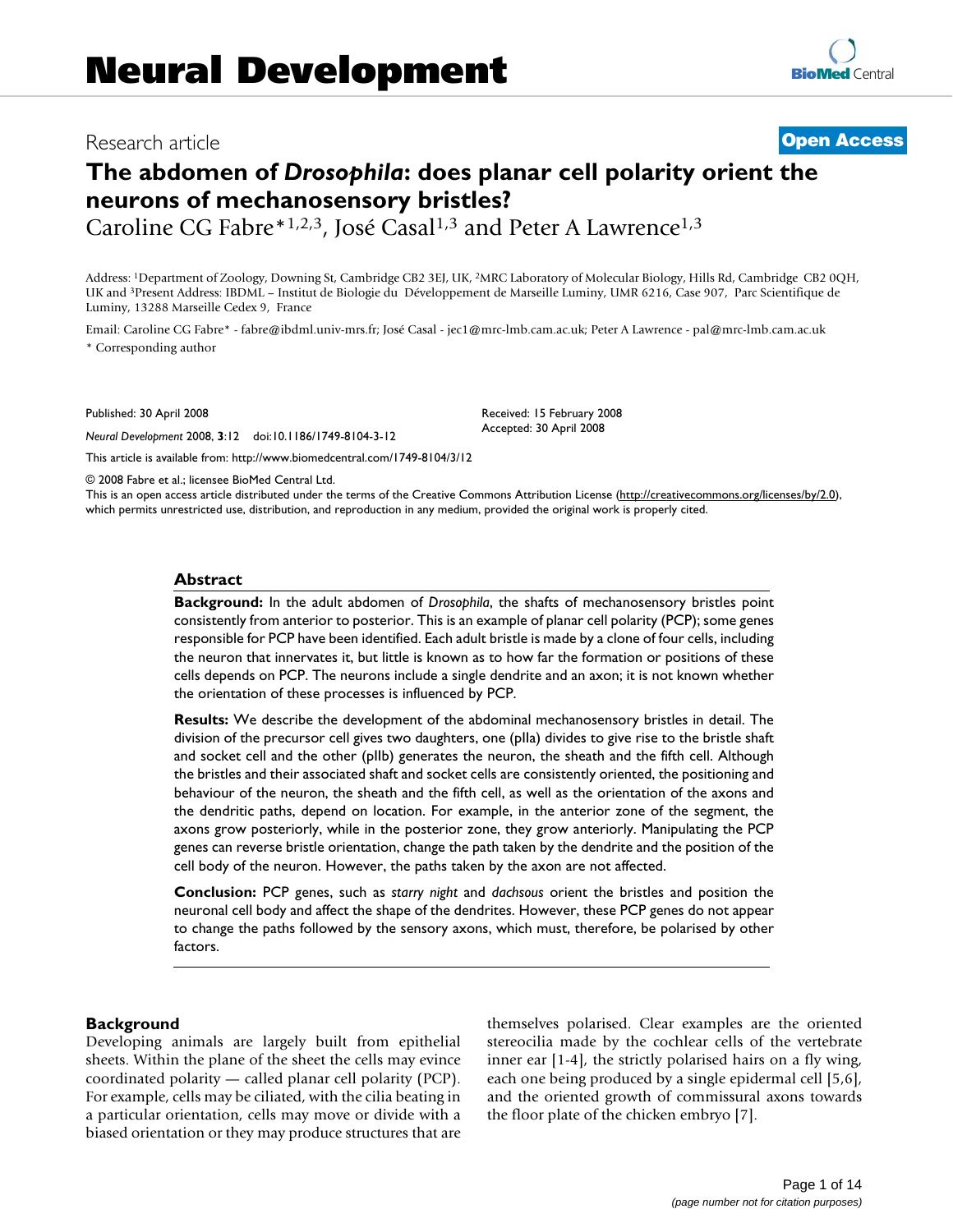Research article

**Open Access**

# The abdomen of *Drosophila*: does planar cell polarity orient the neurons of mechanosensory bristles?

Caroline CG Fabre*[1,2,3], José Casal[1,3] and Peter A Lawrence[1,3]

Address: [1]Department of Zoology, Downing St, Cambridge CB2 3EJ, UK, [2]MRC Laboratory of Molecular Biology, Hills Rd, Cambridge CB2 0QH, UK and [3]Present Address: IBDML – Institut de Biologie du Développement de Marseille Luminy, UMR 6216, Case 907, Parc Scientifique de Luminy, 13288 Marseille Cedex 9, France

Email: Caroline CG Fabre* - fabre@ibdml.univ-mrs.fr; José Casal - jec1@mrc-lmb.cam.ac.uk; Peter A Lawrence - pal@mrc-lmb.cam.ac.uk

\* Corresponding author

Published: 30 April 2008

*Neural Development* 2008, **3**:12 doi:10.1186/1749-8104-3-12

Received: 15 February 2008
Accepted: 30 April 2008

This article is available from: http://www.biomedcentral.com/1749-8104/3/12

© 2008 Fabre et al.; licensee BioMed Central Ltd.

This is an open access article distributed under the terms of the Creative Commons Attribution License (http://creativecommons.org/licenses/by/2.0), which permits unrestricted use, distribution, and reproduction in any medium, provided the original work is properly cited.

## Abstract

**Background:** In the adult abdomen of *Drosophila*, the shafts of mechanosensory bristles point consistently from anterior to posterior. This is an example of planar cell polarity (PCP); some genes responsible for PCP have been identified. Each adult bristle is made by a clone of four cells, including the neuron that innervates it, but little is known as to how far the formation or positions of these cells depends on PCP. The neurons include a single dendrite and an axon; it is not known whether the orientation of these processes is influenced by PCP.

**Results:** We describe the development of the abdominal mechanosensory bristles in detail. The division of the precursor cell gives two daughters, one (pIIa) divides to give rise to the bristle shaft and socket cell and the other (pIIb) generates the neuron, the sheath and the fifth cell. Although the bristles and their associated shaft and socket cells are consistently oriented, the positioning and behaviour of the neuron, the sheath and the fifth cell, as well as the orientation of the axons and the dendritic paths, depend on location. For example, in the anterior zone of the segment, the axons grow posteriorly, while in the posterior zone, they grow anteriorly. Manipulating the PCP genes can reverse bristle orientation, change the path taken by the dendrite and the position of the cell body of the neuron. However, the paths taken by the axon are not affected.

**Conclusion:** PCP genes, such as *starry night* and *dachsous* orient the bristles and position the neuronal cell body and affect the shape of the dendrites. However, these PCP genes do not appear to change the paths followed by the sensory axons, which must, therefore, be polarised by other factors.

## Background

Developing animals are largely built from epithelial sheets. Within the plane of the sheet the cells may evince coordinated polarity — called planar cell polarity (PCP). For example, cells may be ciliated, with the cilia beating in a particular orientation, cells may move or divide with a biased orientation or they may produce structures that are themselves polarised. Clear examples are the oriented stereocilia made by the cochlear cells of the vertebrate inner ear [1-4], the strictly polarised hairs on a fly wing, each one being produced by a single epidermal cell [5,6], and the oriented growth of commissural axons towards the floor plate of the chicken embryo [7].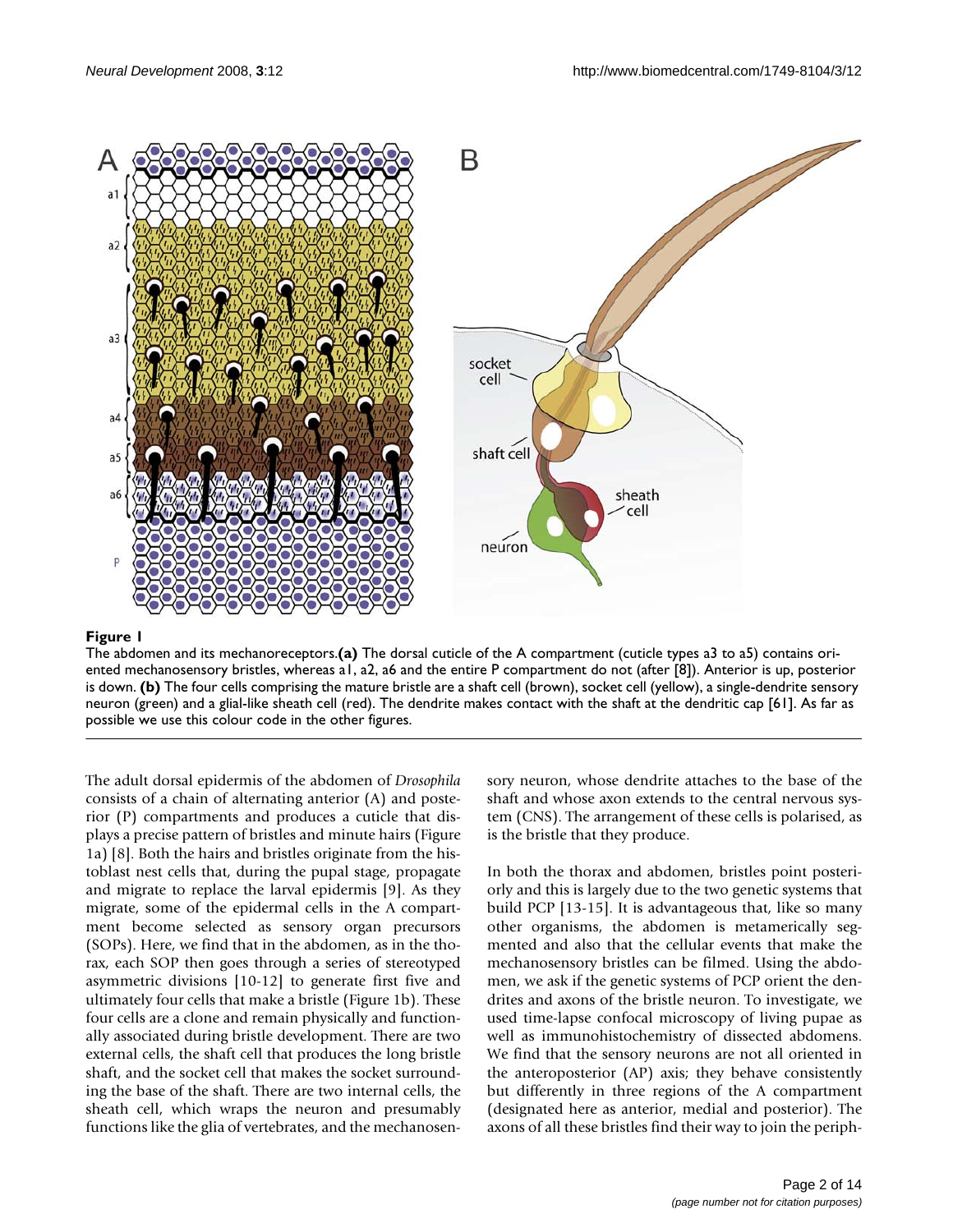**Figure 1**

The abdomen and its mechanoreceptors. **(a)** The dorsal cuticle of the A compartment (cuticle types a3 to a5) contains oriented mechanosensory bristles, whereas a1, a2, a6 and the entire P compartment do not (after [8]). Anterior is up, posterior is down. **(b)** The four cells comprising the mature bristle are a shaft cell (brown), socket cell (yellow), a single-dendrite sensory neuron (green) and a glial-like sheath cell (red). The dendrite makes contact with the shaft at the dendritic cap [61]. As far as possible we use this colour code in the other figures.

The adult dorsal epidermis of the abdomen of *Drosophila* consists of a chain of alternating anterior (A) and posterior (P) compartments and produces a cuticle that displays a precise pattern of bristles and minute hairs (Figure 1a) [8]. Both the hairs and bristles originate from the histoblast nest cells that, during the pupal stage, propagate and migrate to replace the larval epidermis [9]. As they migrate, some of the epidermal cells in the A compartment become selected as sensory organ precursors (SOPs). Here, we find that in the abdomen, as in the thorax, each SOP then goes through a series of stereotyped asymmetric divisions [10-12] to generate first five and ultimately four cells that make a bristle (Figure 1b). These four cells are a clone and remain physically and functionally associated during bristle development. There are two external cells, the shaft cell that produces the long bristle shaft, and the socket cell that makes the socket surrounding the base of the shaft. There are two internal cells, the sheath cell, which wraps the neuron and presumably functions like the glia of vertebrates, and the mechanosensory neuron, whose dendrite attaches to the base of the shaft and whose axon extends to the central nervous system (CNS). The arrangement of these cells is polarised, as is the bristle that they produce.

In both the thorax and abdomen, bristles point posteriorly and this is largely due to the two genetic systems that build PCP [13-15]. It is advantageous that, like so many other organisms, the abdomen is metamerically segmented and also that the cellular events that make the mechanosensory bristles can be filmed. Using the abdomen, we ask if the genetic systems of PCP orient the dendrites and axons of the bristle neuron. To investigate, we used time-lapse confocal microscopy of living pupae as well as immunohistochemistry of dissected abdomens. We find that the sensory neurons are not all oriented in the anteroposterior (AP) axis; they behave consistently but differently in three regions of the A compartment (designated here as anterior, medial and posterior). The axons of all these bristles find their way to join the periph-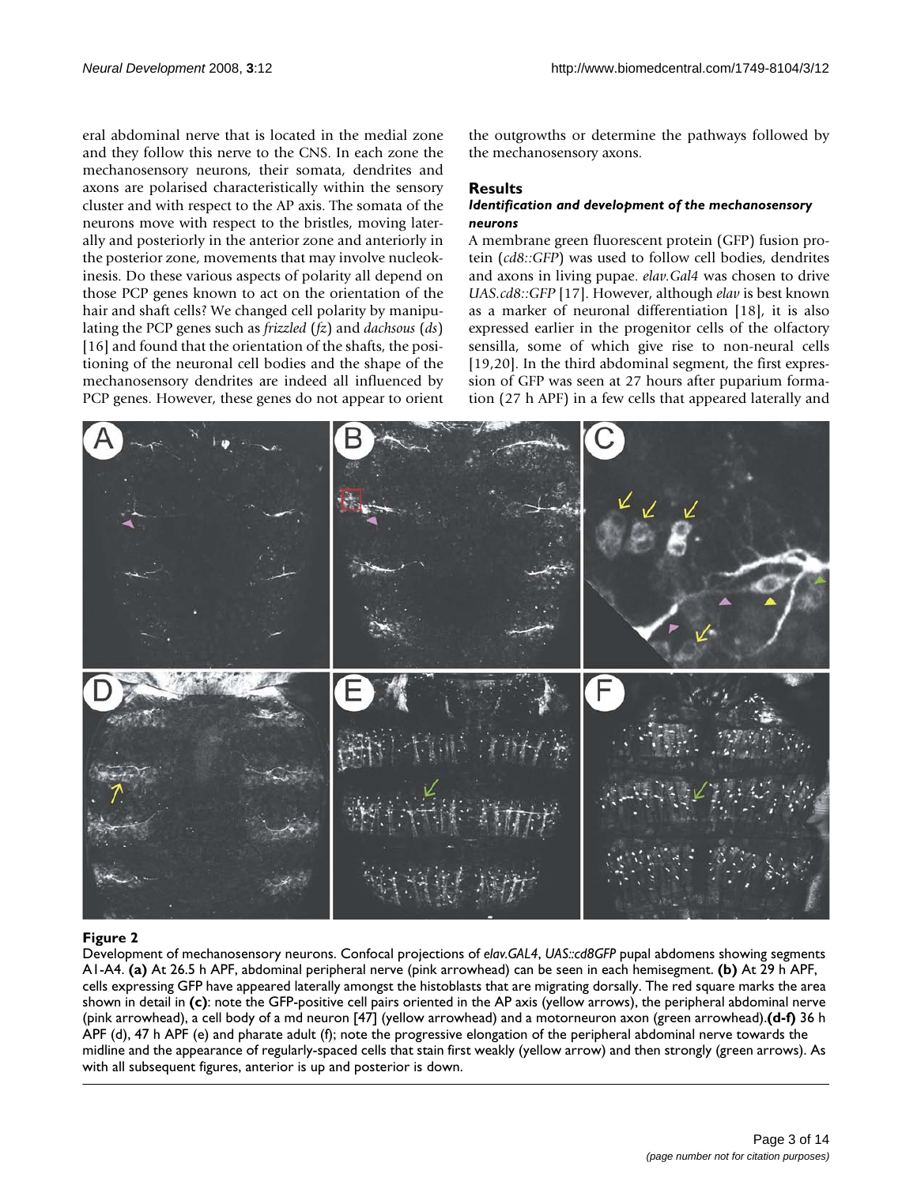eral abdominal nerve that is located in the medial zone and they follow this nerve to the CNS. In each zone the mechanosensory neurons, their somata, dendrites and axons are polarised characteristically within the sensory cluster and with respect to the AP axis. The somata of the neurons move with respect to the bristles, moving laterally and posteriorly in the anterior zone and anteriorly in the posterior zone, movements that may involve nucleokinesis. Do these various aspects of polarity all depend on those PCP genes known to act on the orientation of the hair and shaft cells? We changed cell polarity by manipulating the PCP genes such as *frizzled* (*fz*) and *dachsous* (*ds*) [16] and found that the orientation of the shafts, the positioning of the neuronal cell bodies and the shape of the mechanosensory dendrites are indeed all influenced by PCP genes. However, these genes do not appear to orient the outgrowths or determine the pathways followed by the mechanosensory axons.

## Results

### *Identification and development of the mechanosensory neurons*

A membrane green fluorescent protein (GFP) fusion protein (*cd8::GFP*) was used to follow cell bodies, dendrites and axons in living pupae. *elav.Gal4* was chosen to drive *UAS.cd8::GFP* [17]. However, although *elav* is best known as a marker of neuronal differentiation [18], it is also expressed earlier in the progenitor cells of the olfactory sensilla, some of which give rise to non-neural cells [19,20]. In the third abdominal segment, the first expression of GFP was seen at 27 hours after puparium formation (27 h APF) in a few cells that appeared laterally and

**Figure 2**

Development of mechanosensory neurons. Confocal projections of *elav.GAL4*, *UAS::cd8GFP* pupal abdomens showing segments A1-A4. **(a)** At 26.5 h APF, abdominal peripheral nerve (pink arrowhead) can be seen in each hemisegment. **(b)** At 29 h APF, cells expressing GFP have appeared laterally amongst the histoblasts that are migrating dorsally. The red square marks the area shown in detail in **(c)**: note the GFP-positive cell pairs oriented in the AP axis (yellow arrows), the peripheral abdominal nerve (pink arrowhead), a cell body of a md neuron [47] (yellow arrowhead) and a motorneuron axon (green arrowhead). **(d-f)** 36 h APF (d), 47 h APF (e) and pharate adult (f); note the progressive elongation of the peripheral abdominal nerve towards the midline and the appearance of regularly-spaced cells that stain first weakly (yellow arrow) and then strongly (green arrows). As with all subsequent figures, anterior is up and posterior is down.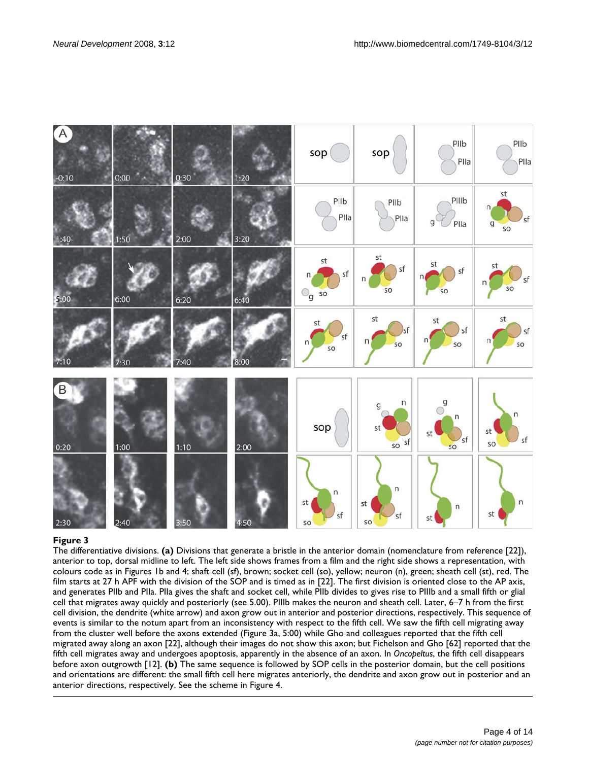**Figure 3**

The differentiative divisions. **(a)** Divisions that generate a bristle in the anterior domain (nomenclature from reference [22]), anterior to top, dorsal midline to left. The left side shows frames from a film and the right side shows a representation, with colours code as in Figures 1b and 4; shaft cell (sf), brown; socket cell (so), yellow; neuron (n), green; sheath cell (st), red. The film starts at 27 h APF with the division of the SOP and is timed as in [22]. The first division is oriented close to the AP axis, and generates PIIb and PIIa. PIIa gives the shaft and socket cell, while PIIb divides to gives rise to PIIIb and a small fifth or glial cell that migrates away quickly and posteriorly (see 5.00). PIIIb makes the neuron and sheath cell. Later, 6–7 h from the first cell division, the dendrite (white arrow) and axon grow out in anterior and posterior directions, respectively. This sequence of events is similar to the notum apart from an inconsistency with respect to the fifth cell. We saw the fifth cell migrating away from the cluster well before the axons extended (Figure 3a, 5:00) while Gho and colleagues reported that the fifth cell migrated away along an axon [22], although their images do not show this axon; but Fichelson and Gho [62] reported that the fifth cell migrates away and undergoes apoptosis, apparently in the absence of an axon. In *Oncopeltus*, the fifth cell disappears before axon outgrowth [12]. **(b)** The same sequence is followed by SOP cells in the posterior domain, but the cell positions and orientations are different: the small fifth cell here migrates anteriorly, the dendrite and axon grow out in posterior and an anterior directions, respectively. See the scheme in Figure 4.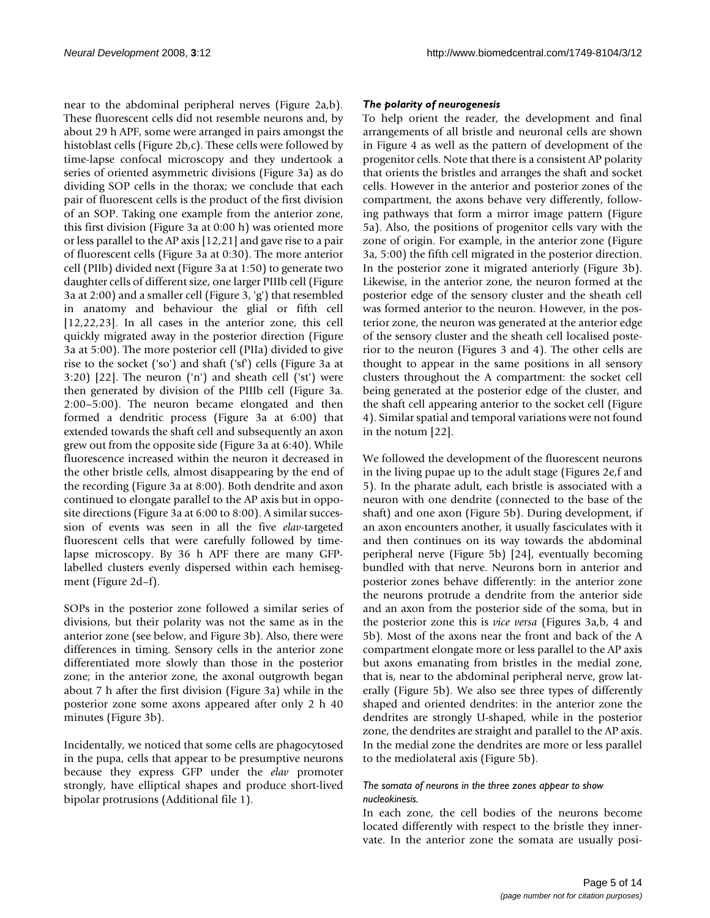near to the abdominal peripheral nerves (Figure 2a,b). These fluorescent cells did not resemble neurons and, by about 29 h APF, some were arranged in pairs amongst the histoblast cells (Figure 2b,c). These cells were followed by time-lapse confocal microscopy and they undertook a series of oriented asymmetric divisions (Figure 3a) as do dividing SOP cells in the thorax; we conclude that each pair of fluorescent cells is the product of the first division of an SOP. Taking one example from the anterior zone, this first division (Figure 3a at 0:00 h) was oriented more or less parallel to the AP axis [12,21] and gave rise to a pair of fluorescent cells (Figure 3a at 0:30). The more anterior cell (PIIb) divided next (Figure 3a at 1:50) to generate two daughter cells of different size, one larger PIIIb cell (Figure 3a at 2:00) and a smaller cell (Figure 3, 'g') that resembled in anatomy and behaviour the glial or fifth cell [12,22,23]. In all cases in the anterior zone, this cell quickly migrated away in the posterior direction (Figure 3a at 5:00). The more posterior cell (PIIa) divided to give rise to the socket ('so') and shaft ('sf') cells (Figure 3a at 3:20) [22]. The neuron ('n') and sheath cell ('st') were then generated by division of the PIIIb cell (Figure 3a. 2:00–5:00). The neuron became elongated and then formed a dendritic process (Figure 3a at 6:00) that extended towards the shaft cell and subsequently an axon grew out from the opposite side (Figure 3a at 6:40). While fluorescence increased within the neuron it decreased in the other bristle cells, almost disappearing by the end of the recording (Figure 3a at 8:00). Both dendrite and axon continued to elongate parallel to the AP axis but in opposite directions (Figure 3a at 6:00 to 8:00). A similar succession of events was seen in all the five *elav*-targeted fluorescent cells that were carefully followed by time-lapse microscopy. By 36 h APF there are many GFP-labelled clusters evenly dispersed within each hemisegment (Figure 2d–f).

SOPs in the posterior zone followed a similar series of divisions, but their polarity was not the same as in the anterior zone (see below, and Figure 3b). Also, there were differences in timing. Sensory cells in the anterior zone differentiated more slowly than those in the posterior zone; in the anterior zone, the axonal outgrowth began about 7 h after the first division (Figure 3a) while in the posterior zone some axons appeared after only 2 h 40 minutes (Figure 3b).

Incidentally, we noticed that some cells are phagocytosed in the pupa, cells that appear to be presumptive neurons because they express GFP under the *elav* promoter strongly, have elliptical shapes and produce short-lived bipolar protrusions (Additional file 1).

### *The polarity of neurogenesis*

To help orient the reader, the development and final arrangements of all bristle and neuronal cells are shown in Figure 4 as well as the pattern of development of the progenitor cells. Note that there is a consistent AP polarity that orients the bristles and arranges the shaft and socket cells. However in the anterior and posterior zones of the compartment, the axons behave very differently, following pathways that form a mirror image pattern (Figure 5a). Also, the positions of progenitor cells vary with the zone of origin. For example, in the anterior zone (Figure 3a, 5:00) the fifth cell migrated in the posterior direction. In the posterior zone it migrated anteriorly (Figure 3b). Likewise, in the anterior zone, the neuron formed at the posterior edge of the sensory cluster and the sheath cell was formed anterior to the neuron. However, in the posterior zone, the neuron was generated at the anterior edge of the sensory cluster and the sheath cell localised posterior to the neuron (Figures 3 and 4). The other cells are thought to appear in the same positions in all sensory clusters throughout the A compartment: the socket cell being generated at the posterior edge of the cluster, and the shaft cell appearing anterior to the socket cell (Figure 4). Similar spatial and temporal variations were not found in the notum [22].

We followed the development of the fluorescent neurons in the living pupae up to the adult stage (Figures 2e,f and 5). In the pharate adult, each bristle is associated with a neuron with one dendrite (connected to the base of the shaft) and one axon (Figure 5b). During development, if an axon encounters another, it usually fasciculates with it and then continues on its way towards the abdominal peripheral nerve (Figure 5b) [24], eventually becoming bundled with that nerve. Neurons born in anterior and posterior zones behave differently: in the anterior zone the neurons protrude a dendrite from the anterior side and an axon from the posterior side of the soma, but in the posterior zone this is *vice versa* (Figures 3a,b, 4 and 5b). Most of the axons near the front and back of the A compartment elongate more or less parallel to the AP axis but axons emanating from bristles in the medial zone, that is, near to the abdominal peripheral nerve, grow laterally (Figure 5b). We also see three types of differently shaped and oriented dendrites: in the anterior zone the dendrites are strongly U-shaped, while in the posterior zone, the dendrites are straight and parallel to the AP axis. In the medial zone the dendrites are more or less parallel to the mediolateral axis (Figure 5b).

#### *The somata of neurons in the three zones appear to show nucleokinesis.*

In each zone, the cell bodies of the neurons become located differently with respect to the bristle they innervate. In the anterior zone the somata are usually posi-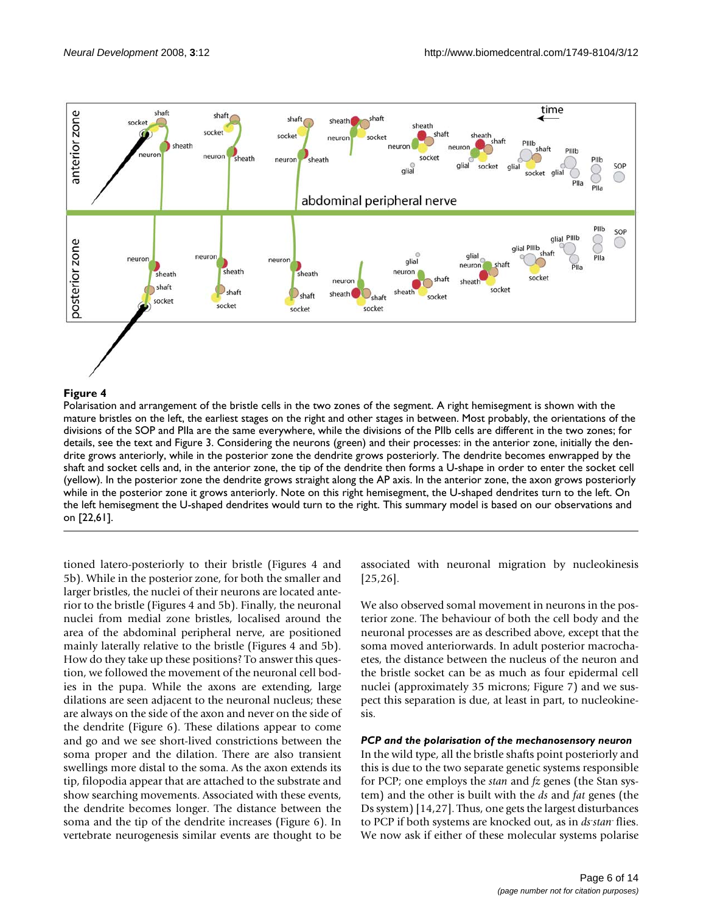**Figure 4**

Polarisation and arrangement of the bristle cells in the two zones of the segment. A right hemisegment is shown with the mature bristles on the left, the earliest stages on the right and other stages in between. Most probably, the orientations of the divisions of the SOP and PIIa are the same everywhere, while the divisions of the PIIb cells are different in the two zones; for details, see the text and Figure 3. Considering the neurons (green) and their processes: in the anterior zone, initially the dendrite grows anteriorly, while in the posterior zone the dendrite grows posteriorly. The dendrite becomes enwrapped by the shaft and socket cells and, in the anterior zone, the tip of the dendrite then forms a U-shape in order to enter the socket cell (yellow). In the posterior zone the dendrite grows straight along the AP axis. In the anterior zone, the axon grows posteriorly while in the posterior zone it grows anteriorly. Note on this right hemisegment, the U-shaped dendrites turn to the left. On the left hemisegment the U-shaped dendrites would turn to the right. This summary model is based on our observations and on [22,61].

tioned latero-posteriorly to their bristle (Figures 4 and 5b). While in the posterior zone, for both the smaller and larger bristles, the nuclei of their neurons are located anterior to the bristle (Figures 4 and 5b). Finally, the neuronal nuclei from medial zone bristles, localised around the area of the abdominal peripheral nerve, are positioned mainly laterally relative to the bristle (Figures 4 and 5b). How do they take up these positions? To answer this question, we followed the movement of the neuronal cell bodies in the pupa. While the axons are extending, large dilations are seen adjacent to the neuronal nucleus; these are always on the side of the axon and never on the side of the dendrite (Figure 6). These dilations appear to come and go and we see short-lived constrictions between the soma proper and the dilation. There are also transient swellings more distal to the soma. As the axon extends its tip, filopodia appear that are attached to the substrate and show searching movements. Associated with these events, the dendrite becomes longer. The distance between the soma and the tip of the dendrite increases (Figure 6). In vertebrate neurogenesis similar events are thought to be associated with neuronal migration by nucleokinesis [25,26].

We also observed somal movement in neurons in the posterior zone. The behaviour of both the cell body and the neuronal processes are as described above, except that the soma moved anteriorwards. In adult posterior macrochaetes, the distance between the nucleus of the neuron and the bristle socket can be as much as four epidermal cell nuclei (approximately 35 microns; Figure 7) and we suspect this separation is due, at least in part, to nucleokinesis.

### *PCP and the polarisation of the mechanosensory neuron*

In the wild type, all the bristle shafts point posteriorly and this is due to the two separate genetic systems responsible for PCP; one employs the *stan* and *fz* genes (the Stan system) and the other is built with the *ds* and *fat* genes (the Ds system) [14,27]. Thus, one gets the largest disturbances to PCP if both systems are knocked out, as in *ds*$^-$*stan*$^-$ flies. We now ask if either of these molecular systems polarise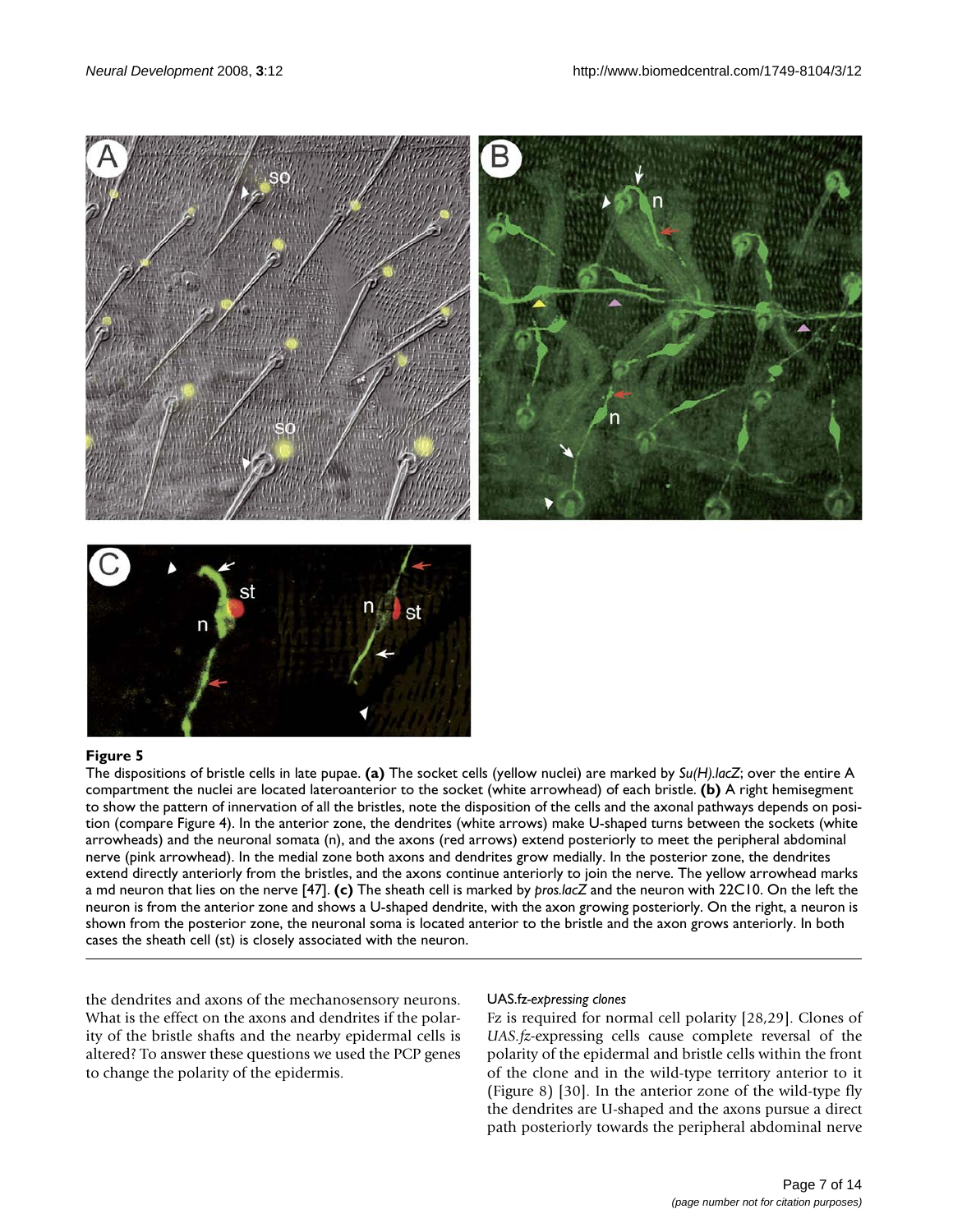**Figure 5**

The dispositions of bristle cells in late pupae. **(a)** The socket cells (yellow nuclei) are marked by *Su(H).lacZ*; over the entire A compartment the nuclei are located lateroanterior to the socket (white arrowhead) of each bristle. **(b)** A right hemisegment to show the pattern of innervation of all the bristles, note the disposition of the cells and the axonal pathways depends on position (compare Figure 4). In the anterior zone, the dendrites (white arrows) make U-shaped turns between the sockets (white arrowheads) and the neuronal somata (n), and the axons (red arrows) extend posteriorly to meet the peripheral abdominal nerve (pink arrowhead). In the medial zone both axons and dendrites grow medially. In the posterior zone, the dendrites extend directly anteriorly from the bristles, and the axons continue anteriorly to join the nerve. The yellow arrowhead marks a md neuron that lies on the nerve [47]. **(c)** The sheath cell is marked by *pros.lacZ* and the neuron with 22C10. On the left the neuron is from the anterior zone and shows a U-shaped dendrite, with the axon growing posteriorly. On the right, a neuron is shown from the posterior zone, the neuronal soma is located anterior to the bristle and the axon grows anteriorly. In both cases the sheath cell (st) is closely associated with the neuron.

the dendrites and axons of the mechanosensory neurons. What is the effect on the axons and dendrites if the polarity of the bristle shafts and the nearby epidermal cells is altered? To answer these questions we used the PCP genes to change the polarity of the epidermis.

#### *UAS.fz-expressing clones*

Fz is required for normal cell polarity [28,29]. Clones of *UAS.fz*-expressing cells cause complete reversal of the polarity of the epidermal and bristle cells within the front of the clone and in the wild-type territory anterior to it (Figure 8) [30]. In the anterior zone of the wild-type fly the dendrites are U-shaped and the axons pursue a direct path posteriorly towards the peripheral abdominal nerve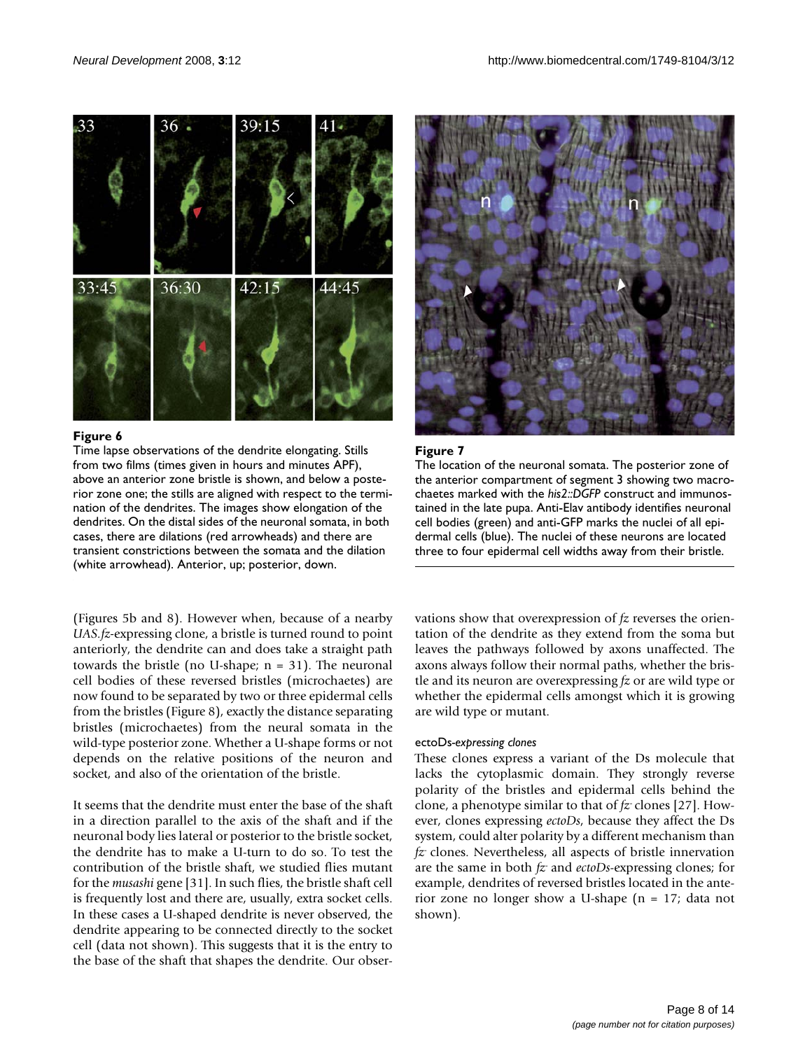**Figure 6**

Time lapse observations of the dendrite elongating. Stills from two films (times given in hours and minutes APF), above an anterior zone bristle is shown, and below a posterior zone one; the stills are aligned with respect to the termination of the dendrites. The images show elongation of the dendrites. On the distal sides of the neuronal somata, in both cases, there are dilations (red arrowheads) and there are transient constrictions between the somata and the dilation (white arrowhead). Anterior, up; posterior, down.

**Figure 7**

The location of the neuronal somata. The posterior zone of the anterior compartment of segment 3 showing two macrochaetes marked with the *his2::DGFP* construct and immunostained in the late pupa. Anti-Elav antibody identifies neuronal cell bodies (green) and anti-GFP marks the nuclei of all epidermal cells (blue). The nuclei of these neurons are located three to four epidermal cell widths away from their bristle.

(Figures 5b and 8). However when, because of a nearby *UAS.fz*-expressing clone, a bristle is turned round to point anteriorly, the dendrite can and does take a straight path towards the bristle (no U-shape; n = 31). The neuronal cell bodies of these reversed bristles (microchaetes) are now found to be separated by two or three epidermal cells from the bristles (Figure 8), exactly the distance separating bristles (microchaetes) from the neural somata in the wild-type posterior zone. Whether a U-shape forms or not depends on the relative positions of the neuron and socket, and also of the orientation of the bristle.

It seems that the dendrite must enter the base of the shaft in a direction parallel to the axis of the shaft and if the neuronal body lies lateral or posterior to the bristle socket, the dendrite has to make a U-turn to do so. To test the contribution of the bristle shaft, we studied flies mutant for the *musashi* gene [31]. In such flies, the bristle shaft cell is frequently lost and there are, usually, extra socket cells. In these cases a U-shaped dendrite is never observed, the dendrite appearing to be connected directly to the socket cell (data not shown). This suggests that it is the entry to the base of the shaft that shapes the dendrite. Our observations show that overexpression of *fz* reverses the orientation of the dendrite as they extend from the soma but leaves the pathways followed by axons unaffected. The axons always follow their normal paths, whether the bristle and its neuron are overexpressing *fz* or are wild type or whether the epidermal cells amongst which it is growing are wild type or mutant.

#### ectoDs-*expressing clones*

These clones express a variant of the Ds molecule that lacks the cytoplasmic domain. They strongly reverse polarity of the bristles and epidermal cells behind the clone, a phenotype similar to that of $fz^-$ clones [27]. However, clones expressing *ectoDs*, because they affect the Ds system, could alter polarity by a different mechanism than $fz^-$ clones. Nevertheless, all aspects of bristle innervation are the same in both $fz^-$ and *ectoDs*-expressing clones; for example, dendrites of reversed bristles located in the anterior zone no longer show a U-shape (n = 17; data not shown).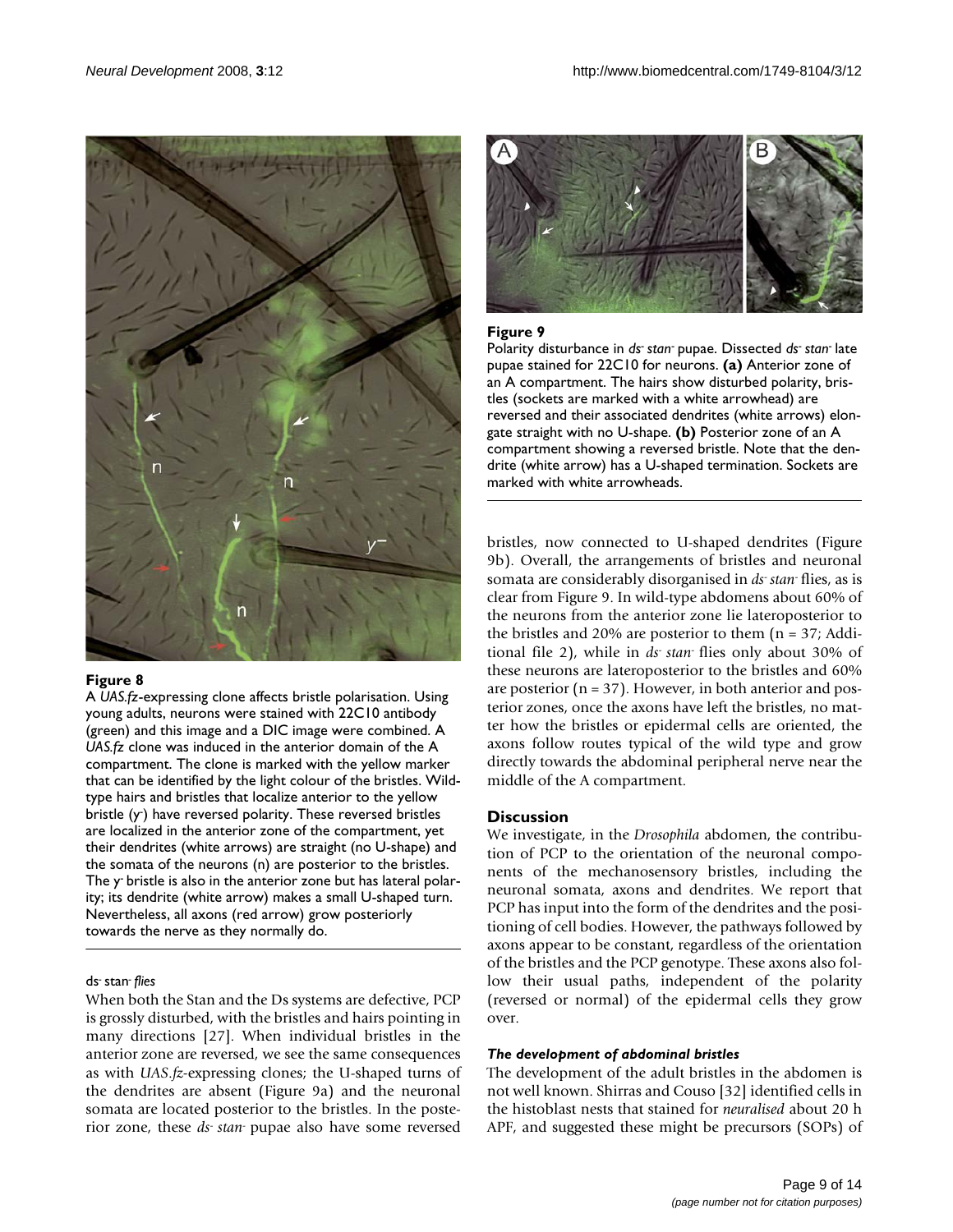**Figure 8**

A *UAS.fz*-expressing clone affects bristle polarisation. Using young adults, neurons were stained with 22C10 antibody (green) and this image and a DIC image were combined. A *UAS.fz* clone was induced in the anterior domain of the A compartment. The clone is marked with the yellow marker that can be identified by the light colour of the bristles. Wild-type hairs and bristles that localize anterior to the yellow bristle ($y^-$) have reversed polarity. These reversed bristles are localized in the anterior zone of the compartment, yet their dendrites (white arrows) are straight (no U-shape) and the somata of the neurons (n) are posterior to the bristles. The $y^-$ bristle is also in the anterior zone but has lateral polarity; its dendrite (white arrow) makes a small U-shaped turn. Nevertheless, all axons (red arrow) grow posteriorly towards the nerve as they normally do.

**Figure 9**

Polarity disturbance in *ds⁻ stan⁻* pupae. Dissected *ds⁻ stan⁻* late pupae stained for 22C10 for neurons. **(a)** Anterior zone of an A compartment. The hairs show disturbed polarity, bristles (sockets are marked with a white arrowhead) are reversed and their associated dendrites (white arrows) elongate straight with no U-shape. **(b)** Posterior zone of an A compartment showing a reversed bristle. Note that the dendrite (white arrow) has a U-shaped termination. Sockets are marked with white arrowheads.

#### ds⁻ stan⁻ *flies*

When both the Stan and the Ds systems are defective, PCP is grossly disturbed, with the bristles and hairs pointing in many directions [27]. When individual bristles in the anterior zone are reversed, we see the same consequences as with *UAS.fz*-expressing clones; the U-shaped turns of the dendrites are absent (Figure 9a) and the neuronal somata are located posterior to the bristles. In the posterior zone, these *ds⁻ stan⁻* pupae also have some reversed bristles, now connected to U-shaped dendrites (Figure 9b). Overall, the arrangements of bristles and neuronal somata are considerably disorganised in *ds⁻ stan⁻* flies, as is clear from Figure 9. In wild-type abdomens about 60% of the neurons from the anterior zone lie lateroposterior to the bristles and 20% are posterior to them (n = 37; Additional file 2), while in *ds⁻ stan⁻* flies only about 30% of these neurons are lateroposterior to the bristles and 60% are posterior (n = 37). However, in both anterior and posterior zones, once the axons have left the bristles, no matter how the bristles or epidermal cells are oriented, the axons follow routes typical of the wild type and grow directly towards the abdominal peripheral nerve near the middle of the A compartment.

## Discussion

We investigate, in the *Drosophila* abdomen, the contribution of PCP to the orientation of the neuronal components of the mechanosensory bristles, including the neuronal somata, axons and dendrites. We report that PCP has input into the form of the dendrites and the positioning of cell bodies. However, the pathways followed by axons appear to be constant, regardless of the orientation of the bristles and the PCP genotype. These axons also follow their usual paths, independent of the polarity (reversed or normal) of the epidermal cells they grow over.

### *The development of abdominal bristles*

The development of the adult bristles in the abdomen is not well known. Shirras and Couso [32] identified cells in the histoblast nests that stained for *neuralised* about 20 h APF, and suggested these might be precursors (SOPs) of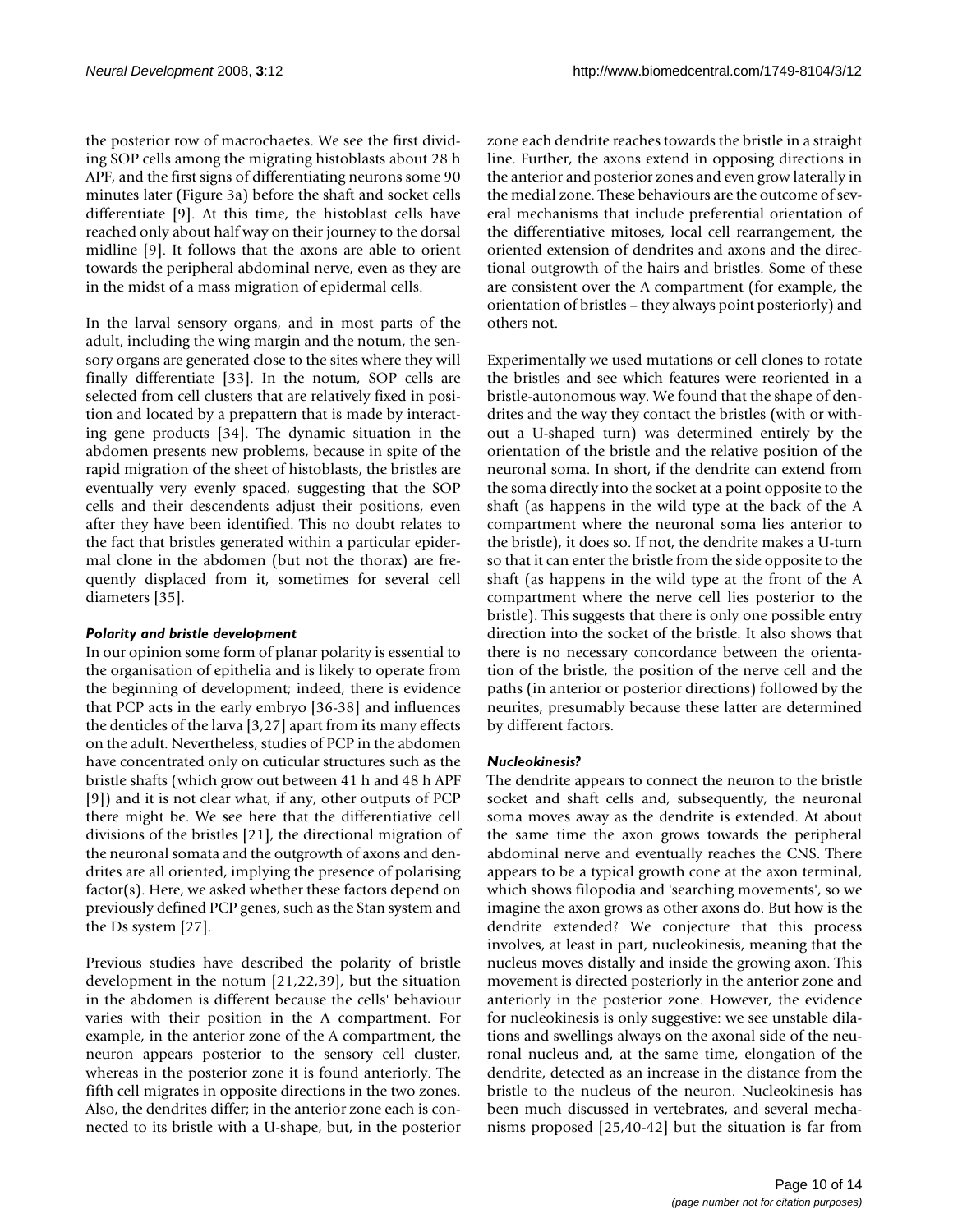the posterior row of macrochaetes. We see the first dividing SOP cells among the migrating histoblasts about 28 h APF, and the first signs of differentiating neurons some 90 minutes later (Figure 3a) before the shaft and socket cells differentiate [9]. At this time, the histoblast cells have reached only about half way on their journey to the dorsal midline [9]. It follows that the axons are able to orient towards the peripheral abdominal nerve, even as they are in the midst of a mass migration of epidermal cells.

In the larval sensory organs, and in most parts of the adult, including the wing margin and the notum, the sensory organs are generated close to the sites where they will finally differentiate [33]. In the notum, SOP cells are selected from cell clusters that are relatively fixed in position and located by a prepattern that is made by interacting gene products [34]. The dynamic situation in the abdomen presents new problems, because in spite of the rapid migration of the sheet of histoblasts, the bristles are eventually very evenly spaced, suggesting that the SOP cells and their descendents adjust their positions, even after they have been identified. This no doubt relates to the fact that bristles generated within a particular epidermal clone in the abdomen (but not the thorax) are frequently displaced from it, sometimes for several cell diameters [35].

### *Polarity and bristle development*

In our opinion some form of planar polarity is essential to the organisation of epithelia and is likely to operate from the beginning of development; indeed, there is evidence that PCP acts in the early embryo [36-38] and influences the denticles of the larva [3,27] apart from its many effects on the adult. Nevertheless, studies of PCP in the abdomen have concentrated only on cuticular structures such as the bristle shafts (which grow out between 41 h and 48 h APF [9]) and it is not clear what, if any, other outputs of PCP there might be. We see here that the differentiative cell divisions of the bristles [21], the directional migration of the neuronal somata and the outgrowth of axons and dendrites are all oriented, implying the presence of polarising factor(s). Here, we asked whether these factors depend on previously defined PCP genes, such as the Stan system and the Ds system [27].

Previous studies have described the polarity of bristle development in the notum [21,22,39], but the situation in the abdomen is different because the cells' behaviour varies with their position in the A compartment. For example, in the anterior zone of the A compartment, the neuron appears posterior to the sensory cell cluster, whereas in the posterior zone it is found anteriorly. The fifth cell migrates in opposite directions in the two zones. Also, the dendrites differ; in the anterior zone each is connected to its bristle with a U-shape, but, in the posterior zone each dendrite reaches towards the bristle in a straight line. Further, the axons extend in opposing directions in the anterior and posterior zones and even grow laterally in the medial zone. These behaviours are the outcome of several mechanisms that include preferential orientation of the differentiative mitoses, local cell rearrangement, the oriented extension of dendrites and axons and the directional outgrowth of the hairs and bristles. Some of these are consistent over the A compartment (for example, the orientation of bristles – they always point posteriorly) and others not.

Experimentally we used mutations or cell clones to rotate the bristles and see which features were reoriented in a bristle-autonomous way. We found that the shape of dendrites and the way they contact the bristles (with or without a U-shaped turn) was determined entirely by the orientation of the bristle and the relative position of the neuronal soma. In short, if the dendrite can extend from the soma directly into the socket at a point opposite to the shaft (as happens in the wild type at the back of the A compartment where the neuronal soma lies anterior to the bristle), it does so. If not, the dendrite makes a U-turn so that it can enter the bristle from the side opposite to the shaft (as happens in the wild type at the front of the A compartment where the nerve cell lies posterior to the bristle). This suggests that there is only one possible entry direction into the socket of the bristle. It also shows that there is no necessary concordance between the orientation of the bristle, the position of the nerve cell and the paths (in anterior or posterior directions) followed by the neurites, presumably because these latter are determined by different factors.

### *Nucleokinesis?*

The dendrite appears to connect the neuron to the bristle socket and shaft cells and, subsequently, the neuronal soma moves away as the dendrite is extended. At about the same time the axon grows towards the peripheral abdominal nerve and eventually reaches the CNS. There appears to be a typical growth cone at the axon terminal, which shows filopodia and 'searching movements', so we imagine the axon grows as other axons do. But how is the dendrite extended? We conjecture that this process involves, at least in part, nucleokinesis, meaning that the nucleus moves distally and inside the growing axon. This movement is directed posteriorly in the anterior zone and anteriorly in the posterior zone. However, the evidence for nucleokinesis is only suggestive: we see unstable dilations and swellings always on the axonal side of the neuronal nucleus and, at the same time, elongation of the dendrite, detected as an increase in the distance from the bristle to the nucleus of the neuron. Nucleokinesis has been much discussed in vertebrates, and several mechanisms proposed [25,40-42] but the situation is far from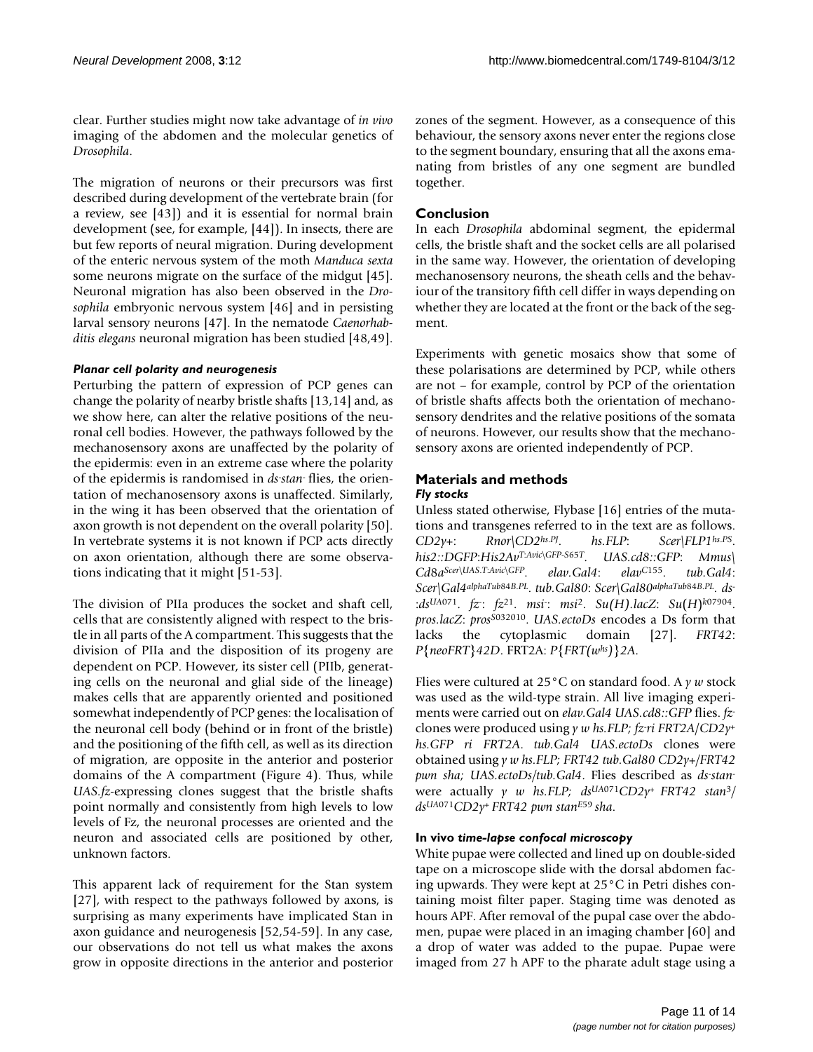clear. Further studies might now take advantage of *in vivo* imaging of the abdomen and the molecular genetics of *Drosophila*.

The migration of neurons or their precursors was first described during development of the vertebrate brain (for a review, see [43]) and it is essential for normal brain development (see, for example, [44]). In insects, there are but few reports of neural migration. During development of the enteric nervous system of the moth *Manduca sexta* some neurons migrate on the surface of the midgut [45]. Neuronal migration has also been observed in the *Drosophila* embryonic nervous system [46] and in persisting larval sensory neurons [47]. In the nematode *Caenorhabditis elegans* neuronal migration has been studied [48,49].

#### *Planar cell polarity and neurogenesis*

Perturbing the pattern of expression of PCP genes can change the polarity of nearby bristle shafts [13,14] and, as we show here, can alter the relative positions of the neuronal cell bodies. However, the pathways followed by the mechanosensory axons are unaffected by the polarity of the epidermis: even in an extreme case where the polarity of the epidermis is randomised in *ds⁻stan⁻* flies, the orientation of mechanosensory axons is unaffected. Similarly, in the wing it has been observed that the orientation of axon growth is not dependent on the overall polarity [50]. In vertebrate systems it is not known if PCP acts directly on axon orientation, although there are some observations indicating that it might [51-53].

The division of PIIa produces the socket and shaft cell, cells that are consistently aligned with respect to the bristle in all parts of the A compartment. This suggests that the division of PIIa and the disposition of its progeny are dependent on PCP. However, its sister cell (PIIb, generating cells on the neuronal and glial side of the lineage) makes cells that are apparently oriented and positioned somewhat independently of PCP genes: the localisation of the neuronal cell body (behind or in front of the bristle) and the positioning of the fifth cell, as well as its direction of migration, are opposite in the anterior and posterior domains of the A compartment (Figure 4). Thus, while *UAS.fz*-expressing clones suggest that the bristle shafts point normally and consistently from high levels to low levels of Fz, the neuronal processes are oriented and the neuron and associated cells are positioned by other, unknown factors.

This apparent lack of requirement for the Stan system [27], with respect to the pathways followed by axons, is surprising as many experiments have implicated Stan in axon guidance and neurogenesis [52,54-59]. In any case, our observations do not tell us what makes the axons grow in opposite directions in the anterior and posterior zones of the segment. However, as a consequence of this behaviour, the sensory axons never enter the regions close to the segment boundary, ensuring that all the axons emanating from bristles of any one segment are bundled together.

## Conclusion

In each *Drosophila* abdominal segment, the epidermal cells, the bristle shaft and the socket cells are all polarised in the same way. However, the orientation of developing mechanosensory neurons, the sheath cells and the behaviour of the transitory fifth cell differ in ways depending on whether they are located at the front or the back of the segment.

Experiments with genetic mosaics show that some of these polarisations are determined by PCP, while others are not – for example, control by PCP of the orientation of bristle shafts affects both the orientation of mechanosensory dendrites and the relative positions of the somata of neurons. However, our results show that the mechanosensory axons are oriented independently of PCP.

## Materials and methods

#### *Fly stocks*

Unless stated otherwise, Flybase [16] entries of the mutations and transgenes referred to in the text are as follows. *CD2y+*: *Rnor\CD2$^{hs.PJ}$*. *hs.FLP*: *Scer\FLP1$^{hs.PS}$*. *his2::DGFP*:*His2Av$^{T:Avic\GFP-S65T}$*. *UAS.cd8::GFP*: *Mmus\Cd8a$^{Scer\UAS.T:Avic\GFP}$*. *elav.Gal4*: *elav$^{C155}$*. *tub.Gal4*: *Scer\Gal4$^{alphaTub84B.PL}$*. *tub.Gal80*: *Scer\Gal80$^{alphaTub84B.PL}$*. *ds⁻*:*ds$^{UA071}$*. *fz⁻*: *fz$^{21}$*. *msi⁻*: *msi$^{2}$*. *Su(H).lacZ*: *Su(H)$^{k07904}$*. *pros.lacZ*: *pros$^{S032010}$*. *UAS.ectoDs* encodes a Ds form that lacks the cytoplasmic domain [27]. *FRT42*: *P{neoFRT}42D*. FRT2A: *P{FRT(w$^{hs}$)}2A*.

Flies were cultured at 25°C on standard food. A *y w* stock was used as the wild-type strain. All live imaging experiments were carried out on *elav.Gal4 UAS.cd8::GFP* flies. *fz⁻* clones were produced using *y w hs.FLP; fz⁻ri FRT2A/CD2y+ hs.GFP ri FRT2A*. *tub.Gal4 UAS.ectoDs* clones were obtained using *y w hs.FLP*; *FRT42 tub.Gal80 CD2y+/FRT42 pwn sha; UAS.ectoDs/tub.Gal4*. Flies described as *ds⁻stan⁻* were actually *y w hs.FLP; ds$^{UA071}$CD2y+ FRT42 stan$^{3}$/ds$^{UA071}$CD2y+ FRT42 pwn stan$^{E59}$ sha*.

#### In vivo *time-lapse confocal microscopy*

White pupae were collected and lined up on double-sided tape on a microscope slide with the dorsal abdomen facing upwards. They were kept at 25°C in Petri dishes containing moist filter paper. Staging time was denoted as hours APF. After removal of the pupal case over the abdomen, pupae were placed in an imaging chamber [60] and a drop of water was added to the pupae. Pupae were imaged from 27 h APF to the pharate adult stage using a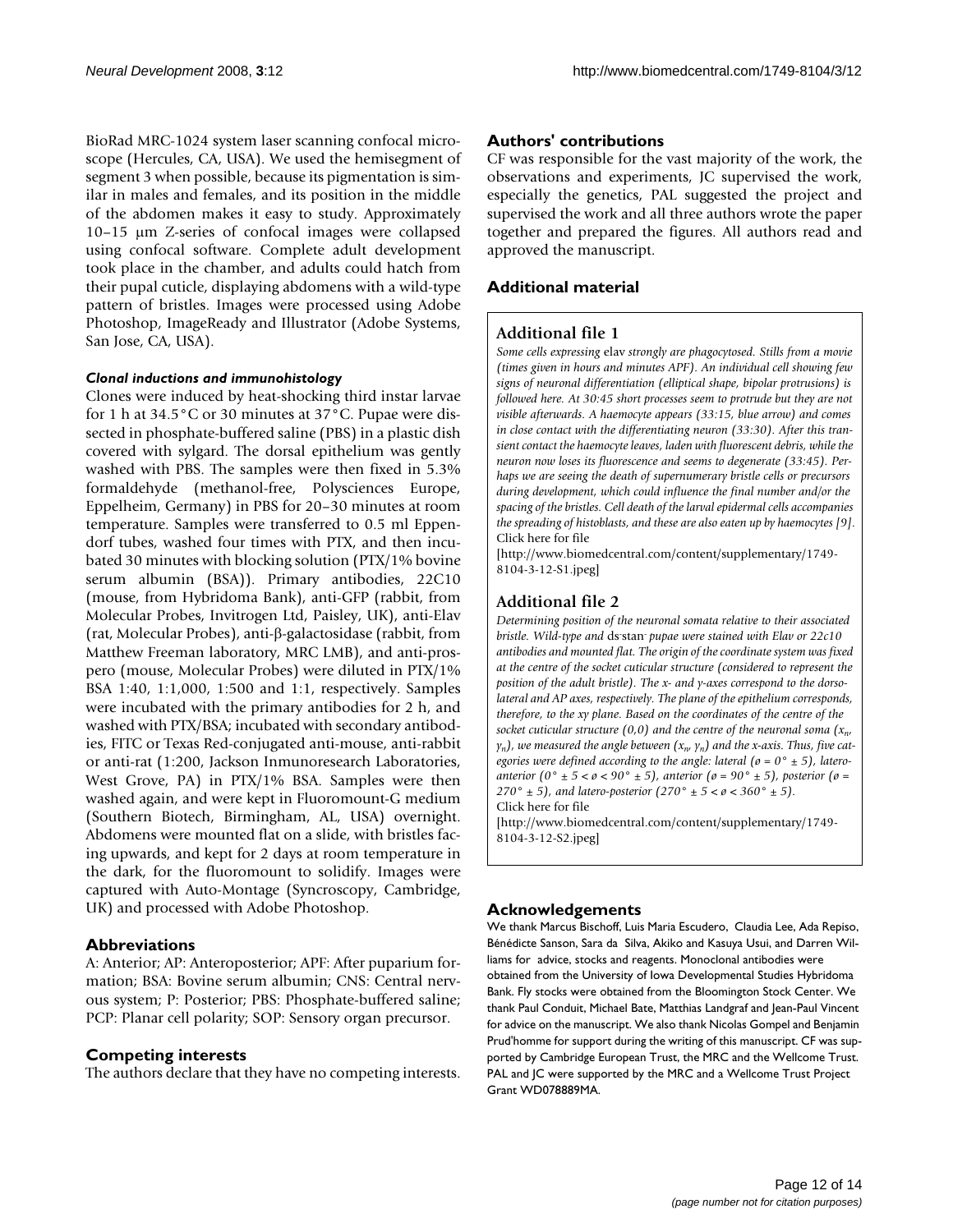BioRad MRC-1024 system laser scanning confocal microscope (Hercules, CA, USA). We used the hemisegment of segment 3 when possible, because its pigmentation is similar in males and females, and its position in the middle of the abdomen makes it easy to study. Approximately 10–15 μm Z-series of confocal images were collapsed using confocal software. Complete adult development took place in the chamber, and adults could hatch from their pupal cuticle, displaying abdomens with a wild-type pattern of bristles. Images were processed using Adobe Photoshop, ImageReady and Illustrator (Adobe Systems, San Jose, CA, USA).

### *Clonal inductions and immunohistology*

Clones were induced by heat-shocking third instar larvae for 1 h at 34.5°C or 30 minutes at 37°C. Pupae were dissected in phosphate-buffered saline (PBS) in a plastic dish covered with sylgard. The dorsal epithelium was gently washed with PBS. The samples were then fixed in 5.3% formaldehyde (methanol-free, Polysciences Europe, Eppelheim, Germany) in PBS for 20–30 minutes at room temperature. Samples were transferred to 0.5 ml Eppendorf tubes, washed four times with PTX, and then incubated 30 minutes with blocking solution (PTX/1% bovine serum albumin (BSA)). Primary antibodies, 22C10 (mouse, from Hybridoma Bank), anti-GFP (rabbit, from Molecular Probes, Invitrogen Ltd, Paisley, UK), anti-Elav (rat, Molecular Probes), anti-β-galactosidase (rabbit, from Matthew Freeman laboratory, MRC LMB), and anti-prospero (mouse, Molecular Probes) were diluted in PTX/1% BSA 1:40, 1:1,000, 1:500 and 1:1, respectively. Samples were incubated with the primary antibodies for 2 h, and washed with PTX/BSA; incubated with secondary antibodies, FITC or Texas Red-conjugated anti-mouse, anti-rabbit or anti-rat (1:200, Jackson Inmunoresearch Laboratories, West Grove, PA) in PTX/1% BSA. Samples were then washed again, and were kept in Fluoromount-G medium (Southern Biotech, Birmingham, AL, USA) overnight. Abdomens were mounted flat on a slide, with bristles facing upwards, and kept for 2 days at room temperature in the dark, for the fluoromount to solidify. Images were captured with Auto-Montage (Syncroscopy, Cambridge, UK) and processed with Adobe Photoshop.

## Abbreviations

A: Anterior; AP: Anteroposterior; APF: After puparium formation; BSA: Bovine serum albumin; CNS: Central nervous system; P: Posterior; PBS: Phosphate-buffered saline; PCP: Planar cell polarity; SOP: Sensory organ precursor.

## Competing interests

The authors declare that they have no competing interests.

## Authors' contributions

CF was responsible for the vast majority of the work, the observations and experiments, JC supervised the work, especially the genetics, PAL suggested the project and supervised the work and all three authors wrote the paper together and prepared the figures. All authors read and approved the manuscript.

## Additional material

### Additional file 1

*Some cells expressing* elav *strongly are phagocytosed. Stills from a movie (times given in hours and minutes APF). An individual cell showing few signs of neuronal differentiation (elliptical shape, bipolar protrusions) is followed here. At 30:45 short processes seem to protrude but they are not visible afterwards. A haemocyte appears (33:15, blue arrow) and comes in close contact with the differentiating neuron (33:30). After this transient contact the haemocyte leaves, laden with fluorescent debris, while the neuron now loses its fluorescence and seems to degenerate (33:45). Perhaps we are seeing the death of supernumerary bristle cells or precursors during development, which could influence the final number and/or the spacing of the bristles. Cell death of the larval epidermal cells accompanies the spreading of histoblasts, and these are also eaten up by haemocytes [9].*
Click here for file
[http://www.biomedcentral.com/content/supplementary/1749-8104-3-12-S1.jpeg]

### Additional file 2

*Determining position of the neuronal somata relative to their associated bristle. Wild-type and* ds⁻stan⁻ *pupae were stained with Elav or 22c10 antibodies and mounted flat. The origin of the coordinate system was fixed at the centre of the socket cuticular structure (considered to represent the position of the adult bristle). The x- and y-axes correspond to the dorsolateral and AP axes, respectively. The plane of the epithelium corresponds, therefore, to the xy plane. Based on the coordinates of the centre of the socket cuticular structure (0,0) and the centre of the neuronal soma ($x_n$, $y_n$), we measured the angle between ($x_n$, $y_n$) and the x-axis. Thus, five categories were defined according to the angle: lateral ($ø = 0° \pm 5$), latero-anterior ($0° \pm 5 < ø < 90° \pm 5$), anterior ($ø = 90° \pm 5$), posterior ($ø = 270° \pm 5$), and latero-posterior ($270° \pm 5 < ø < 360° \pm 5$).*
Click here for file
[http://www.biomedcentral.com/content/supplementary/1749-8104-3-12-S2.jpeg]

## Acknowledgements

We thank Marcus Bischoff, Luis Maria Escudero, Claudia Lee, Ada Repiso, Bénédicte Sanson, Sara da Silva, Akiko and Kasuya Usui, and Darren Williams for advice, stocks and reagents. Monoclonal antibodies were obtained from the University of Iowa Developmental Studies Hybridoma Bank. Fly stocks were obtained from the Bloomington Stock Center. We thank Paul Conduit, Michael Bate, Matthias Landgraf and Jean-Paul Vincent for advice on the manuscript. We also thank Nicolas Gompel and Benjamin Prud'homme for support during the writing of this manuscript. CF was supported by Cambridge European Trust, the MRC and the Wellcome Trust. PAL and JC were supported by the MRC and a Wellcome Trust Project Grant WD078889MA.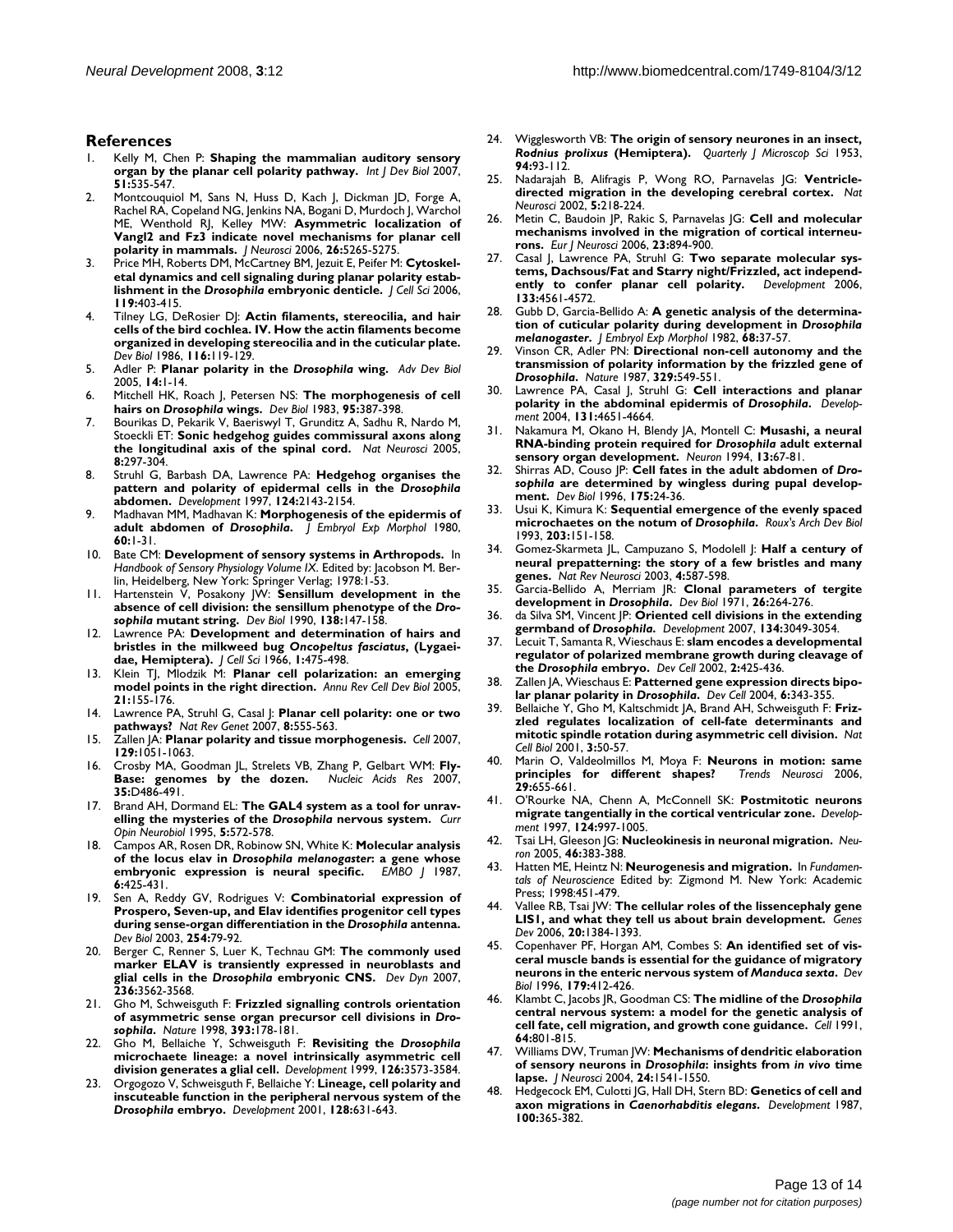## References

1. Kelly M, Chen P: **Shaping the mammalian auditory sensory organ by the planar cell polarity pathway.** *Int J Dev Biol* 2007, **51:**535-547.
2. Montcouquiol M, Sans N, Huss D, Kach J, Dickman JD, Forge A, Rachel RA, Copeland NG, Jenkins NA, Bogani D, Murdoch J, Warchol ME, Wenthold RJ, Kelley MW: **Asymmetric localization of Vangl2 and Fz3 indicate novel mechanisms for planar cell polarity in mammals.** *J Neurosci* 2006, **26:**5265-5275.
3. Price MH, Roberts DM, McCartney BM, Jezuit E, Peifer M: **Cytoskeletal dynamics and cell signaling during planar polarity establishment in the *Drosophila* embryonic denticle.** *J Cell Sci* 2006, **119:**403-415.
4. Tilney LG, DeRosier DJ: **Actin filaments, stereocilia, and hair cells of the bird cochlea. IV. How the actin filaments become organized in developing stereocilia and in the cuticular plate.** *Dev Biol* 1986, **116:**119-129.
5. Adler P: **Planar polarity in the *Drosophila* wing.** *Adv Dev Biol* 2005, **14:**1-14.
6. Mitchell HK, Roach J, Petersen NS: **The morphogenesis of cell hairs on *Drosophila* wings.** *Dev Biol* 1983, **95:**387-398.
7. Bourikas D, Pekarik V, Baeriswyl T, Grunditz A, Sadhu R, Nardo M, Stoeckli ET: **Sonic hedgehog guides commissural axons along the longitudinal axis of the spinal cord.** *Nat Neurosci* 2005, **8:**297-304.
8. Struhl G, Barbash DA, Lawrence PA: **Hedgehog organises the pattern and polarity of epidermal cells in the *Drosophila* abdomen.** *Development* 1997, **124:**2143-2154.
9. Madhavan MM, Madhavan K: **Morphogenesis of the epidermis of adult abdomen of *Drosophila*.** *J Embryol Exp Morphol* 1980, **60:**1-31.
10. Bate CM: **Development of sensory systems in Arthropods.** In *Handbook of Sensory Physiology Volume IX*. Edited by: Jacobson M. Berlin, Heidelberg, New York: Springer Verlag; 1978:1-53.
11. Hartenstein V, Posakony JW: **Sensillum development in the absence of cell division: the sensillum phenotype of the *Drosophila* mutant string.** *Dev Biol* 1990, **138:**147-158.
12. Lawrence PA: **Development and determination of hairs and bristles in the milkweed bug *Oncopeltus fasciatus*, (Lygaeidae, Hemiptera).** *J Cell Sci* 1966, **1:**475-498.
13. Klein TJ, Mlodzik M: **Planar cell polarization: an emerging model points in the right direction.** *Annu Rev Cell Dev Biol* 2005, **21:**155-176.
14. Lawrence PA, Struhl G, Casal J: **Planar cell polarity: one or two pathways?** *Nat Rev Genet* 2007, **8:**555-563.
15. Zallen JA: **Planar polarity and tissue morphogenesis.** *Cell* 2007, **129:**1051-1063.
16. Crosby MA, Goodman JL, Strelets VB, Zhang P, Gelbart WM: **FlyBase: genomes by the dozen.** *Nucleic Acids Res* 2007, **35:**D486-491.
17. Brand AH, Dormand EL: **The GAL4 system as a tool for unravelling the mysteries of the *Drosophila* nervous system.** *Curr Opin Neurobiol* 1995, **5:**572-578.
18. Campos AR, Rosen DR, Robinow SN, White K: **Molecular analysis of the locus elav in *Drosophila melanogaster*: a gene whose embryonic expression is neural specific.** *EMBO J* 1987, **6:**425-431.
19. Sen A, Reddy GV, Rodrigues V: **Combinatorial expression of Prospero, Seven-up, and Elav identifies progenitor cell types during sense-organ differentiation in the *Drosophila* antenna.** *Dev Biol* 2003, **254:**79-92.
20. Berger C, Renner S, Luer K, Technau GM: **The commonly used marker ELAV is transiently expressed in neuroblasts and glial cells in the *Drosophila* embryonic CNS.** *Dev Dyn* 2007, **236:**3562-3568.
21. Gho M, Schweisguth F: **Frizzled signalling controls orientation of asymmetric sense organ precursor cell divisions in *Drosophila*.** *Nature* 1998, **393:**178-181.
22. Gho M, Bellaiche Y, Schweisguth F: **Revisiting the *Drosophila* microchaete lineage: a novel intrinsically asymmetric cell division generates a glial cell.** *Development* 1999, **126:**3573-3584.
23. Orgogozo V, Schweisguth F, Bellaiche Y: **Lineage, cell polarity and inscuteable function in the peripheral nervous system of the *Drosophila* embryo.** *Development* 2001, **128:**631-643.
24. Wigglesworth VB: **The origin of sensory neurones in an insect, *Rodnius prolixus* (Hemiptera).** *Quarterly J Microscop Sci* 1953, **94:**93-112.
25. Nadarajah B, Alifragis P, Wong RO, Parnavelas JG: **Ventricle-directed migration in the developing cerebral cortex.** *Nat Neurosci* 2002, **5:**218-224.
26. Metin C, Baudoin JP, Rakic S, Parnavelas JG: **Cell and molecular mechanisms involved in the migration of cortical interneurons.** *Eur J Neurosci* 2006, **23:**894-900.
27. Casal J, Lawrence PA, Struhl G: **Two separate molecular systems, Dachsous/Fat and Starry night/Frizzled, act independently to confer planar cell polarity.** *Development* 2006, **133:**4561-4572.
28. Gubb D, Garcia-Bellido A: **A genetic analysis of the determination of cuticular polarity during development in *Drosophila melanogaster*.** *J Embryol Exp Morphol* 1982, **68:**37-57.
29. Vinson CR, Adler PN: **Directional non-cell autonomy and the transmission of polarity information by the frizzled gene of *Drosophila*.** *Nature* 1987, **329:**549-551.
30. Lawrence PA, Casal J, Struhl G: **Cell interactions and planar polarity in the abdominal epidermis of *Drosophila*.** *Development* 2004, **131:**4651-4664.
31. Nakamura M, Okano H, Blendy JA, Montell C: **Musashi, a neural RNA-binding protein required for *Drosophila* adult external sensory organ development.** *Neuron* 1994, **13:**67-81.
32. Shirras AD, Couso JP: **Cell fates in the adult abdomen of *Drosophila* are determined by wingless during pupal development.** *Dev Biol* 1996, **175:**24-36.
33. Usui K, Kimura K: **Sequential emergence of the evenly spaced microchaetes on the notum of *Drosophila*.** *Roux's Arch Dev Biol* 1993, **203:**151-158.
34. Gomez-Skarmeta JL, Campuzano S, Modolell J: **Half a century of neural prepatterning: the story of a few bristles and many genes.** *Nat Rev Neurosci* 2003, **4:**587-598.
35. Garcia-Bellido A, Merriam JR: **Clonal parameters of tergite development in *Drosophila*.** *Dev Biol* 1971, **26:**264-276.
36. da Silva SM, Vincent JP: **Oriented cell divisions in the extending germband of *Drosophila*.** *Development* 2007, **134:**3049-3054.
37. Lecuit T, Samanta R, Wieschaus E: **slam encodes a developmental regulator of polarized membrane growth during cleavage of the *Drosophila* embryo.** *Dev Cell* 2002, **2:**425-436.
38. Zallen JA, Wieschaus E: **Patterned gene expression directs bipolar planar polarity in *Drosophila*.** *Dev Cell* 2004, **6:**343-355.
39. Bellaiche Y, Gho M, Kaltschmidt JA, Brand AH, Schweisguth F: **Frizzled regulates localization of cell-fate determinants and mitotic spindle rotation during asymmetric cell division.** *Nat Cell Biol* 2001, **3:**50-57.
40. Marin O, Valdeolmillos M, Moya F: **Neurons in motion: same principles for different shapes?** *Trends Neurosci* 2006, **29:**655-661.
41. O'Rourke NA, Chenn A, McConnell SK: **Postmitotic neurons migrate tangentially in the cortical ventricular zone.** *Development* 1997, **124:**997-1005.
42. Tsai LH, Gleeson JG: **Nucleokinesis in neuronal migration.** *Neuron* 2005, **46:**383-388.
43. Hatten ME, Heintz N: **Neurogenesis and migration.** In *Fundamentals of Neuroscience* Edited by: Zigmond M. New York: Academic Press; 1998:451-479.
44. Vallee RB, Tsai JW: **The cellular roles of the lissencephaly gene LIS1, and what they tell us about brain development.** *Genes Dev* 2006, **20:**1384-1393.
45. Copenhaver PF, Horgan AM, Combes S: **An identified set of visceral muscle bands is essential for the guidance of migratory neurons in the enteric nervous system of *Manduca sexta*.** *Dev Biol* 1996, **179:**412-426.
46. Klambt C, Jacobs JR, Goodman CS: **The midline of the *Drosophila* central nervous system: a model for the genetic analysis of cell fate, cell migration, and growth cone guidance.** *Cell* 1991, **64:**801-815.
47. Williams DW, Truman JW: **Mechanisms of dendritic elaboration of sensory neurons in *Drosophila*: insights from *in vivo* time lapse.** *J Neurosci* 2004, **24:**1541-1550.
48. Hedgecock EM, Culotti JG, Hall DH, Stern BD: **Genetics of cell and axon migrations in *Caenorhabditis elegans*.** *Development* 1987, **100:**365-382.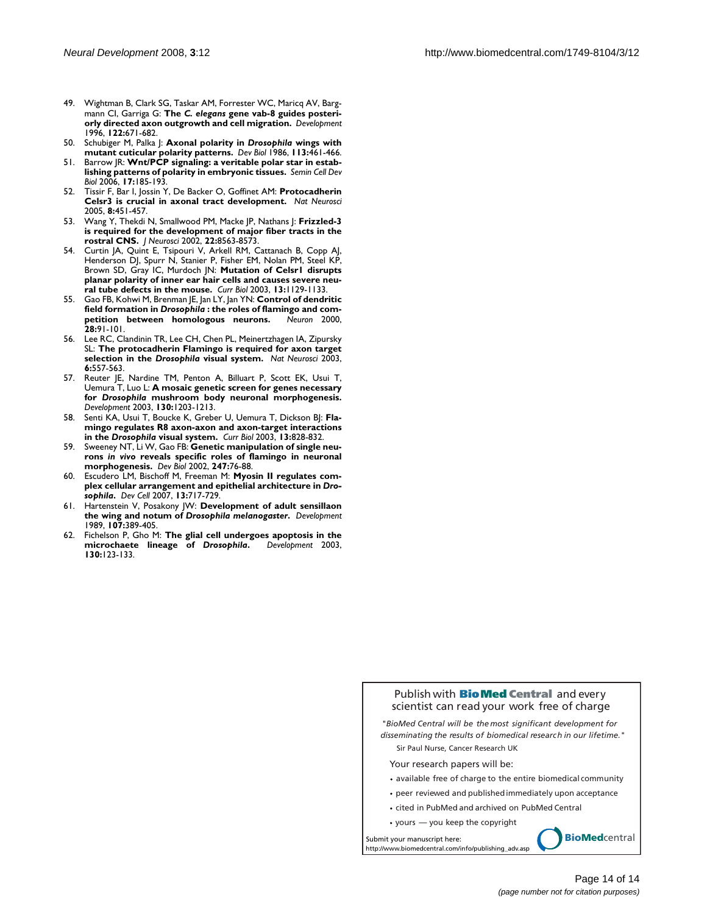49. Wightman B, Clark SG, Taskar AM, Forrester WC, Maricq AV, Bargmann CI, Garriga G: **The *C. elegans* gene vab-8 guides posteriorly directed axon outgrowth and cell migration.** *Development* 1996, **122:**671-682.
50. Schubiger M, Palka J: **Axonal polarity in *Drosophila* wings with mutant cuticular polarity patterns.** *Dev Biol* 1986, **113:**461-466.
51. Barrow JR: **Wnt/PCP signaling: a veritable polar star in establishing patterns of polarity in embryonic tissues.** *Semin Cell Dev Biol* 2006, **17:**185-193.
52. Tissir F, Bar I, Jossin Y, De Backer O, Goffinet AM: **Protocadherin Celsr3 is crucial in axonal tract development.** *Nat Neurosci* 2005, **8:**451-457.
53. Wang Y, Thekdi N, Smallwood PM, Macke JP, Nathans J: **Frizzled-3 is required for the development of major fiber tracts in the rostral CNS.** *J Neurosci* 2002, **22:**8563-8573.
54. Curtin JA, Quint E, Tsipouri V, Arkell RM, Cattanach B, Copp AJ, Henderson DJ, Spurr N, Stanier P, Fisher EM, Nolan PM, Steel KP, Brown SD, Gray IC, Murdoch JN: **Mutation of Celsr1 disrupts planar polarity of inner ear hair cells and causes severe neural tube defects in the mouse.** *Curr Biol* 2003, **13:**1129-1133.
55. Gao FB, Kohwi M, Brenman JE, Jan LY, Jan YN: **Control of dendritic field formation in *Drosophila* : the roles of flamingo and competition between homologous neurons.** *Neuron* 2000, **28:**91-101.
56. Lee RC, Clandinin TR, Lee CH, Chen PL, Meinertzhagen IA, Zipursky SL: **The protocadherin Flamingo is required for axon target selection in the *Drosophila* visual system.** *Nat Neurosci* 2003, **6:**557-563.
57. Reuter JE, Nardine TM, Penton A, Billuart P, Scott EK, Usui T, Uemura T, Luo L: **A mosaic genetic screen for genes necessary for *Drosophila* mushroom body neuronal morphogenesis.** *Development* 2003, **130:**1203-1213.
58. Senti KA, Usui T, Boucke K, Greber U, Uemura T, Dickson BJ: **Flamingo regulates R8 axon-axon and axon-target interactions in the *Drosophila* visual system.** *Curr Biol* 2003, **13:**828-832.
59. Sweeney NT, Li W, Gao FB: **Genetic manipulation of single neurons *in vivo* reveals specific roles of flamingo in neuronal morphogenesis.** *Dev Biol* 2002, **247:**76-88.
60. Escudero LM, Bischoff M, Freeman M: **Myosin II regulates complex cellular arrangement and epithelial architecture in *Drosophila*.** *Dev Cell* 2007, **13:**717-729.
61. Hartenstein V, Posakony JW: **Development of adult sensillaon the wing and notum of *Drosophila melanogaster*.** *Development* 1989, **107:**389-405.
62. Fichelson P, Gho M: **The glial cell undergoes apoptosis in the microchaete lineage of *Drosophila*.** *Development* 2003, **130:**123-133.

Publish with **BioMed Central** and every scientist can read your work free of charge

*"BioMed Central will be the most significant development for disseminating the results of biomedical research in our lifetime."*
Sir Paul Nurse, Cancer Research UK

Your research papers will be:

- available free of charge to the entire biomedical community
- peer reviewed and published immediately upon acceptance
- cited in PubMed and archived on PubMed Central
- yours — you keep the copyright

Submit your manuscript here:
http://www.biomedcentral.com/info/publishing_adv.asp

**BioMed**central